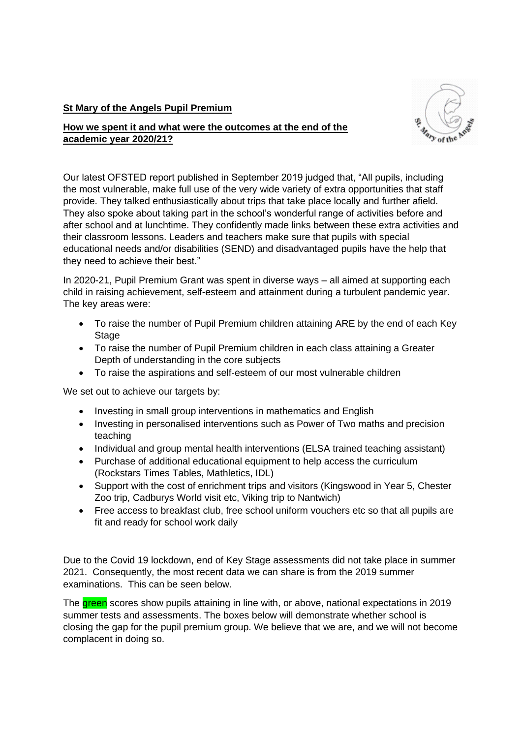**St Mary of the Angels Pupil Premium**

**How we spent it and what were the outcomes at the end of the academic year 2020/21?**

Our latest OFSTED report published in September 2019 judged that, "All pupils, including the most vulnerable, make full use of the very wide variety of extra opportunities that staff provide. They talked enthusiastically about trips that take place locally and further afield. They also spoke about taking part in the school's wonderful range of activities before and after school and at lunchtime. They confidently made links between these extra activities and their classroom lessons. Leaders and teachers make sure that pupils with special educational needs and/or disabilities (SEND) and disadvantaged pupils have the help that they need to achieve their best."

In 2020-21, Pupil Premium Grant was spent in diverse ways – all aimed at supporting each child in raising achievement, self-esteem and attainment during a turbulent pandemic year. The key areas were:

- To raise the number of Pupil Premium children attaining ARE by the end of each Key Stage
- To raise the number of Pupil Premium children in each class attaining a Greater Depth of understanding in the core subjects
- To raise the aspirations and self-esteem of our most vulnerable children

We set out to achieve our targets by:

- Investing in small group interventions in mathematics and English
- Investing in personalised interventions such as Power of Two maths and precision teaching
- Individual and group mental health interventions (ELSA trained teaching assistant)
- Purchase of additional educational equipment to help access the curriculum (Rockstars Times Tables, Mathletics, IDL)
- Support with the cost of enrichment trips and visitors (Kingswood in Year 5, Chester Zoo trip, Cadburys World visit etc, Viking trip to Nantwich)
- Free access to breakfast club, free school uniform vouchers etc so that all pupils are fit and ready for school work daily

Due to the Covid 19 lockdown, end of Key Stage assessments did not take place in summer 2021. Consequently, the most recent data we can share is from the 2019 summer examinations. This can be seen below.

The green scores show pupils attaining in line with, or above, national expectations in 2019 summer tests and assessments. The boxes below will demonstrate whether school is closing the gap for the pupil premium group. We believe that we are, and we will not become complacent in doing so.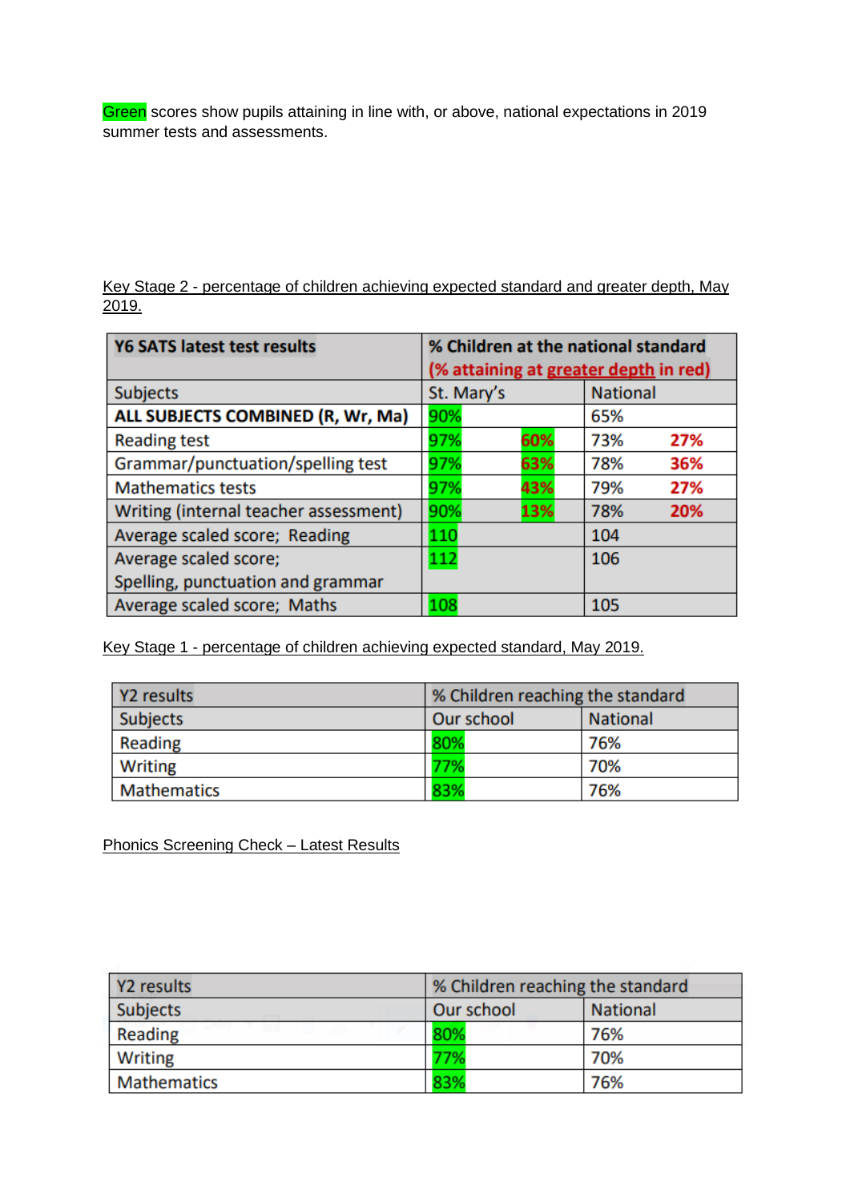Green scores show pupils attaining in line with, or above, national expectations in 2019 summer tests and assessments.

Key Stage 2 - percentage of children achieving expected standard and greater depth, May 2019.

| **Y6 SATS latest test results** | **% Children at the national standard (% attaining at greater depth in red)** | | | |
|---|---|---|---|---|
| Subjects | St. Mary's | | National | |
| **ALL SUBJECTS COMBINED (R, Wr, Ma)** | 90% | | 65% | |
| Reading test | 97% | 60% | 73% | 27% |
| Grammar/punctuation/spelling test | 97% | 63% | 78% | 36% |
| Mathematics tests | 97% | 43% | 79% | 27% |
| Writing (internal teacher assessment) | 90% | 13% | 78% | 20% |
| Average scaled score; Reading | 110 | | 104 | |
| Average scaled score; Spelling, punctuation and grammar | 112 | | 106 | |
| Average scaled score; Maths | 108 | | 105 | |

Key Stage 1 - percentage of children achieving expected standard, May 2019.

| Y2 results | % Children reaching the standard | |
|---|---|---|
| Subjects | Our school | National |
| Reading | 80% | 76% |
| Writing | 77% | 70% |
| Mathematics | 83% | 76% |

Phonics Screening Check – Latest Results

| Y2 results | % Children reaching the standard | |
|---|---|---|
| Subjects | Our school | National |
| Reading | 80% | 76% |
| Writing | 77% | 70% |
| Mathematics | 83% | 76% |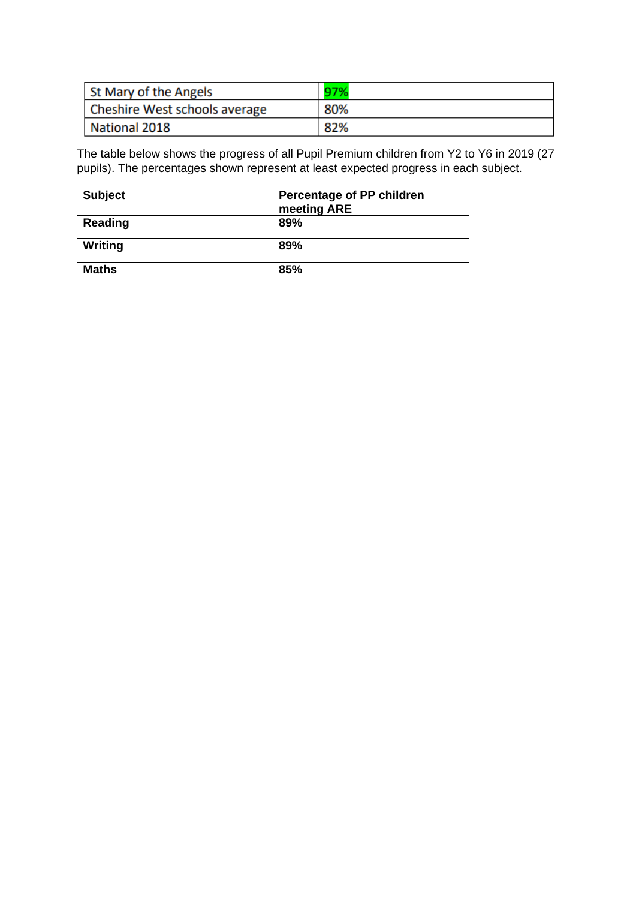| | |
|---|---|
| St Mary of the Angels | 97% |
| Cheshire West schools average | 80% |
| National 2018 | 82% |

The table below shows the progress of all Pupil Premium children from Y2 to Y6 in 2019 (27 pupils). The percentages shown represent at least expected progress in each subject.

| Subject | Percentage of PP children meeting ARE |
|---|---|
| **Reading** | **89%** |
| **Writing** | **89%** |
| **Maths** | **85%** |